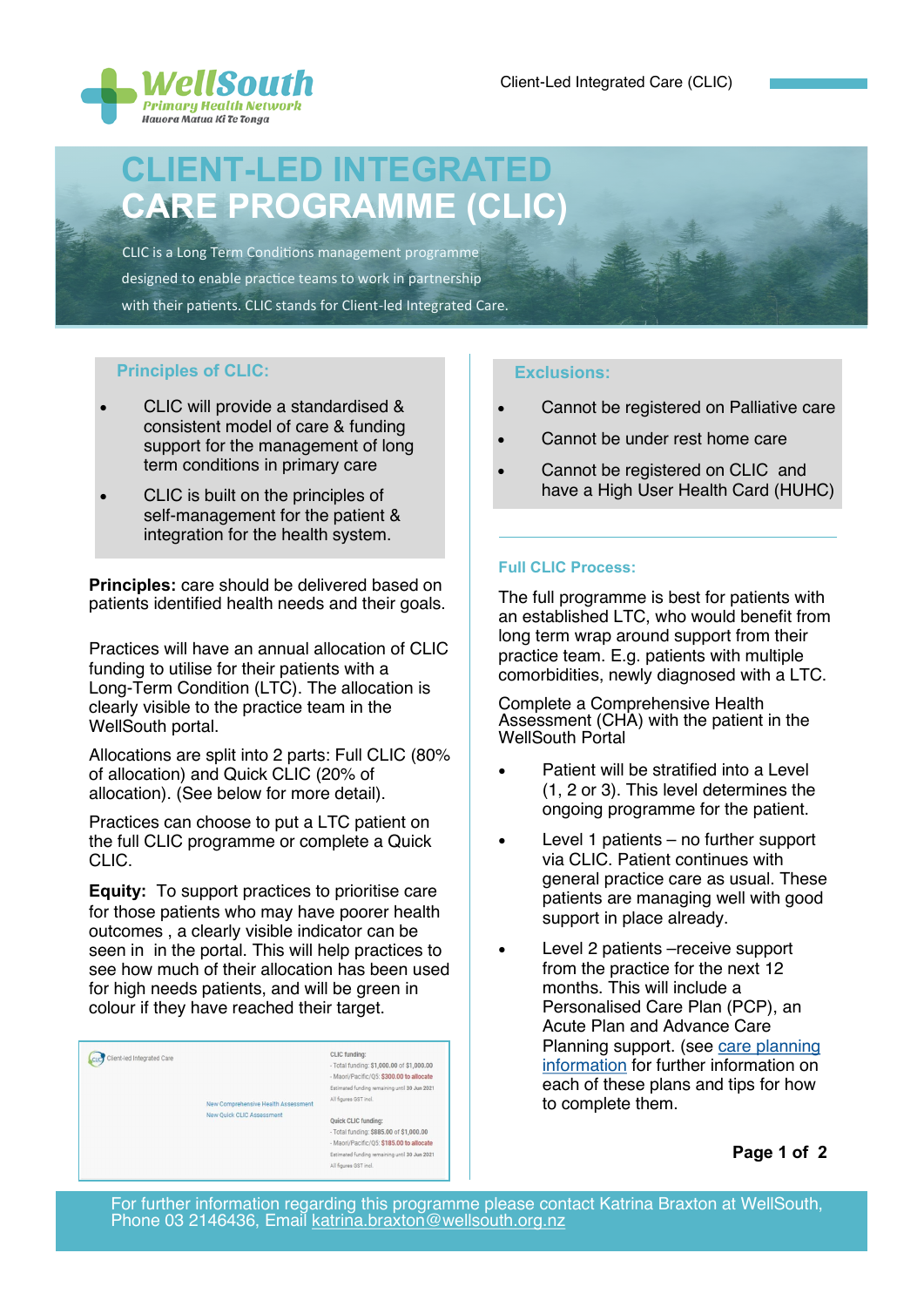# CLIENT-LED INTEGRATED CARE PROGRAMME (CLIC)

CLIC is a Long Term Conditions management programme designed to enable practice teams to work in partnership with their patients. CLIC stands for Client-led Integrated Care.

### Principles of CLIC:

- CLIC will provide a standardised & consistent model of care & funding support for the management of long term conditions in primary care
- CLIC is built on the principles of self-management for the patient & integration for the health system.

**Principles:** care should be delivered based on patients identified health needs and their goals.

Practices will have an annual allocation of CLIC funding to utilise for their patients with a Long-Term Condition (LTC). The allocation is clearly visible to the practice team in the WellSouth portal.

Allocations are split into 2 parts: Full CLIC (80% of allocation) and Quick CLIC (20% of allocation). (See below for more detail).

Practices can choose to put a LTC patient on the full CLIC programme or complete a Quick CLIC.

**Equity:** To support practices to prioritise care for those patients who may have poorer health outcomes , a clearly visible indicator can be seen in in the portal. This will help practices to see how much of their allocation has been used for high needs patients, and will be green in colour if they have reached their target.

Client-led Integrated Care

New Comprehensive Health Assessment
New Quick CLIC Assessment

CLIC funding:
- Total funding: $1,000.00 of $1,000.00
- Maori/Pacific/Q5: $300.00 to allocate
Estimated funding remaining until 30 Jun 2021
All figures GST incl.

Quick CLIC funding:
- Total funding: $885.00 of $1,000.00
- Maori/Pacific/Q5: $185.00 to allocate
Estimated funding remaining until 30 Jun 2021
All figures GST incl.

### Exclusions:

- Cannot be registered on Palliative care
- Cannot be under rest home care
- Cannot be registered on CLIC and have a High User Health Card (HUHC)

### Full CLIC Process:

The full programme is best for patients with an established LTC, who would benefit from long term wrap around support from their practice team. E.g. patients with multiple comorbidities, newly diagnosed with a LTC.

Complete a Comprehensive Health Assessment (CHA) with the patient in the WellSouth Portal

- Patient will be stratified into a Level (1, 2 or 3). This level determines the ongoing programme for the patient.
- Level 1 patients – no further support via CLIC. Patient continues with general practice care as usual. These patients are managing well with good support in place already.
- Level 2 patients –receive support from the practice for the next 12 months. This will include a Personalised Care Plan (PCP), an Acute Plan and Advance Care Planning support. (see care planning information for further information on each of these plans and tips for how to complete them.

For further information regarding this programme please contact Katrina Braxton at WellSouth, Phone 03 2146436, Email katrina.braxton@wellsouth.org.nz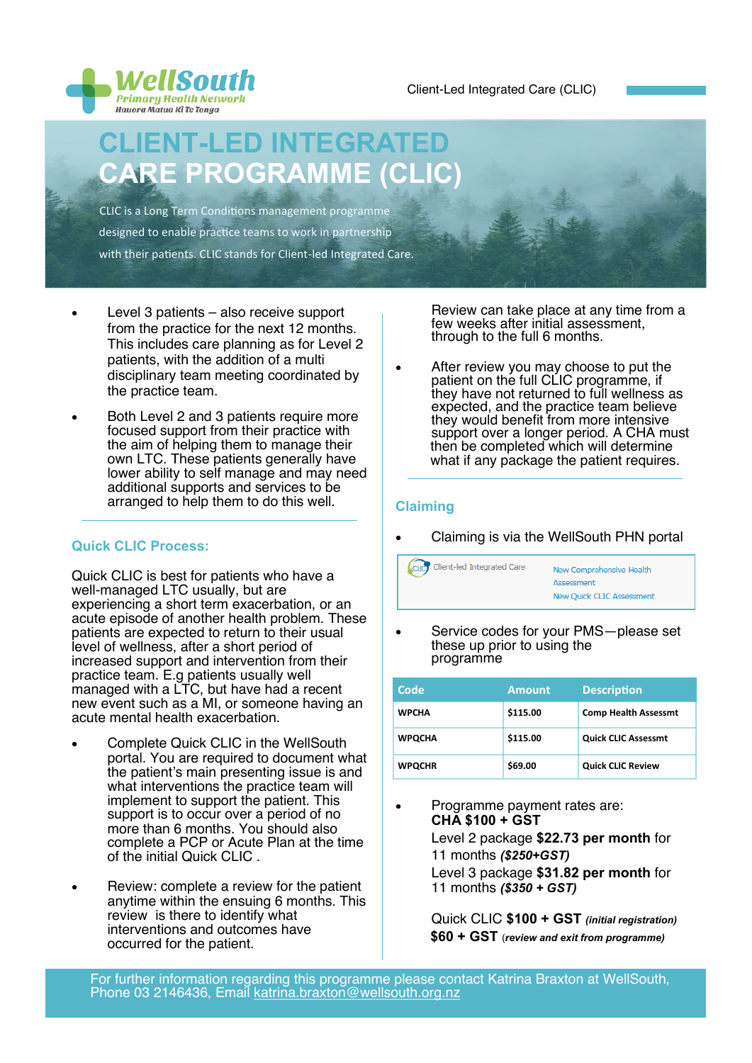Client-Led Integrated Care (CLIC)

# CLIENT-LED INTEGRATED CARE PROGRAMME (CLIC)

CLIC is a Long Term Conditions management programme designed to enable practice teams to work in partnership with their patients. CLIC stands for Client-led Integrated Care.

- Level 3 patients – also receive support from the practice for the next 12 months. This includes care planning as for Level 2 patients, with the addition of a multi disciplinary team meeting coordinated by the practice team.
- Both Level 2 and 3 patients require more focused support from their practice with the aim of helping them to manage their own LTC. These patients generally have lower ability to self manage and may need additional supports and services to be arranged to help them to do this well.

## Quick CLIC Process:

Quick CLIC is best for patients who have a well-managed LTC usually, but are experiencing a short term exacerbation, or an acute episode of another health problem. These patients are expected to return to their usual level of wellness, after a short period of increased support and intervention from their practice team. E.g patients usually well managed with a LTC, but have had a recent new event such as a MI, or someone having an acute mental health exacerbation.

- Complete Quick CLIC in the WellSouth portal. You are required to document what the patient's main presenting issue is and what interventions the practice team will implement to support the patient. This support is to occur over a period of no more than 6 months. You should also complete a PCP or Acute Plan at the time of the initial Quick CLIC .
- Review: complete a review for the patient anytime within the ensuing 6 months. This review is there to identify what interventions and outcomes have occurred for the patient.

  Review can take place at any time from a few weeks after initial assessment, through to the full 6 months.
- After review you may choose to put the patient on the full CLIC programme, if they have not returned to full wellness as expected, and the practice team believe they would benefit from more intensive support over a longer period. A CHA must then be completed which will determine what if any package the patient requires.

## Claiming

- Claiming is via the WellSouth PHN portal

Client-led Integrated Care — New Comprehensive Health Assessment; New Quick CLIC Assessment

- Service codes for your PMS—please set these up prior to using the programme

| Code | Amount | Description |
|---|---|---|
| WPCHA | $115.00 | Comp Health Assessmt |
| WPQCHA | $115.00 | Quick CLIC Assessmt |
| WPQCHR | $69.00 | Quick CLIC Review |

- Programme payment rates are:
  **CHA $100 + GST**
  Level 2 package **$22.73 per month** for 11 months ***($250+GST)***
  Level 3 package **$31.82 per month** for 11 months ***($350 + GST)***

  Quick CLIC **$100 + GST** ***(initial registration)***
  **$60 + GST** (***review and exit from programme***)

For further information regarding this programme please contact Katrina Braxton at WellSouth, Phone 03 2146436, Email katrina.braxton@wellsouth.org.nz